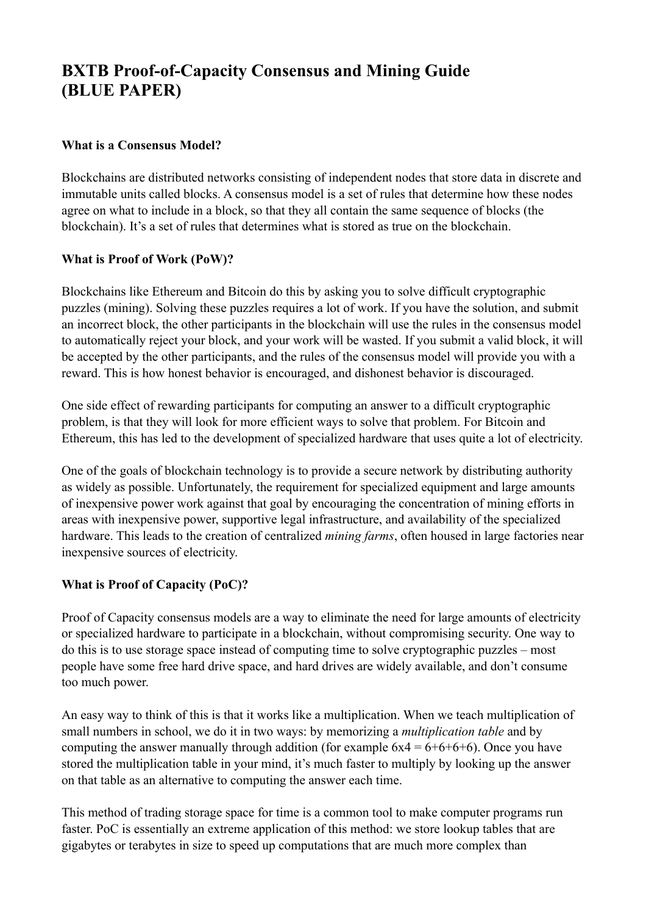# BXTB Proof-of-Capacity Consensus and Mining Guide (BLUE PAPER)

### What is a Consensus Model?

Blockchains are distributed networks consisting of independent nodes that store data in discrete and immutable units called blocks. A consensus model is a set of rules that determine how these nodes agree on what to include in a block, so that they all contain the same sequence of blocks (the blockchain). It's a set of rules that determines what is stored as true on the blockchain.

### What is Proof of Work (PoW)?

Blockchains like Ethereum and Bitcoin do this by asking you to solve difficult cryptographic puzzles (mining). Solving these puzzles requires a lot of work. If you have the solution, and submit an incorrect block, the other participants in the blockchain will use the rules in the consensus model to automatically reject your block, and your work will be wasted. If you submit a valid block, it will be accepted by the other participants, and the rules of the consensus model will provide you with a reward. This is how honest behavior is encouraged, and dishonest behavior is discouraged.

One side effect of rewarding participants for computing an answer to a difficult cryptographic problem, is that they will look for more efficient ways to solve that problem. For Bitcoin and Ethereum, this has led to the development of specialized hardware that uses quite a lot of electricity.

One of the goals of blockchain technology is to provide a secure network by distributing authority as widely as possible. Unfortunately, the requirement for specialized equipment and large amounts of inexpensive power work against that goal by encouraging the concentration of mining efforts in areas with inexpensive power, supportive legal infrastructure, and availability of the specialized hardware. This leads to the creation of centralized *mining farms*, often housed in large factories near inexpensive sources of electricity.

### What is Proof of Capacity (PoC)?

Proof of Capacity consensus models are a way to eliminate the need for large amounts of electricity or specialized hardware to participate in a blockchain, without compromising security. One way to do this is to use storage space instead of computing time to solve cryptographic puzzles – most people have some free hard drive space, and hard drives are widely available, and don't consume too much power.

An easy way to think of this is that it works like a multiplication. When we teach multiplication of small numbers in school, we do it in two ways: by memorizing a *multiplication table* and by computing the answer manually through addition (for example 6x4 = 6+6+6+6). Once you have stored the multiplication table in your mind, it's much faster to multiply by looking up the answer on that table as an alternative to computing the answer each time.

This method of trading storage space for time is a common tool to make computer programs run faster. PoC is essentially an extreme application of this method: we store lookup tables that are gigabytes or terabytes in size to speed up computations that are much more complex than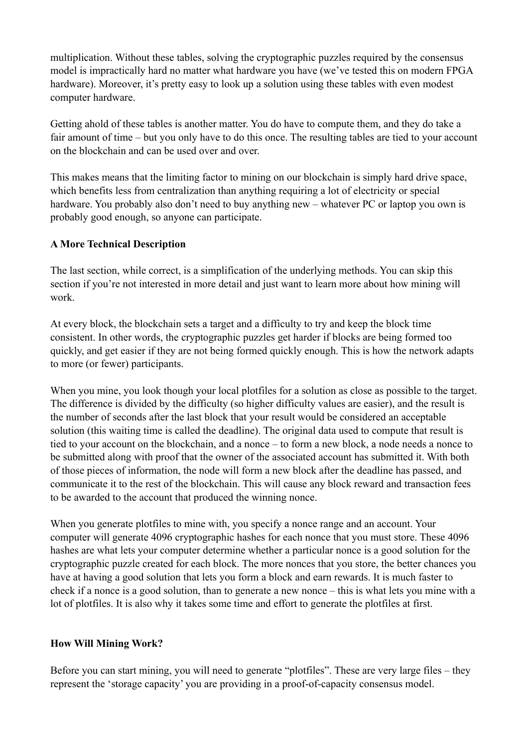multiplication. Without these tables, solving the cryptographic puzzles required by the consensus model is impractically hard no matter what hardware you have (we've tested this on modern FPGA hardware). Moreover, it's pretty easy to look up a solution using these tables with even modest computer hardware.

Getting ahold of these tables is another matter. You do have to compute them, and they do take a fair amount of time – but you only have to do this once. The resulting tables are tied to your account on the blockchain and can be used over and over.

This makes means that the limiting factor to mining on our blockchain is simply hard drive space, which benefits less from centralization than anything requiring a lot of electricity or special hardware. You probably also don't need to buy anything new – whatever PC or laptop you own is probably good enough, so anyone can participate.

**A More Technical Description**

The last section, while correct, is a simplification of the underlying methods. You can skip this section if you're not interested in more detail and just want to learn more about how mining will work.

At every block, the blockchain sets a target and a difficulty to try and keep the block time consistent. In other words, the cryptographic puzzles get harder if blocks are being formed too quickly, and get easier if they are not being formed quickly enough. This is how the network adapts to more (or fewer) participants.

When you mine, you look though your local plotfiles for a solution as close as possible to the target. The difference is divided by the difficulty (so higher difficulty values are easier), and the result is the number of seconds after the last block that your result would be considered an acceptable solution (this waiting time is called the deadline). The original data used to compute that result is tied to your account on the blockchain, and a nonce – to form a new block, a node needs a nonce to be submitted along with proof that the owner of the associated account has submitted it. With both of those pieces of information, the node will form a new block after the deadline has passed, and communicate it to the rest of the blockchain. This will cause any block reward and transaction fees to be awarded to the account that produced the winning nonce.

When you generate plotfiles to mine with, you specify a nonce range and an account. Your computer will generate 4096 cryptographic hashes for each nonce that you must store. These 4096 hashes are what lets your computer determine whether a particular nonce is a good solution for the cryptographic puzzle created for each block. The more nonces that you store, the better chances you have at having a good solution that lets you form a block and earn rewards. It is much faster to check if a nonce is a good solution, than to generate a new nonce – this is what lets you mine with a lot of plotfiles. It is also why it takes some time and effort to generate the plotfiles at first.

**How Will Mining Work?**

Before you can start mining, you will need to generate "plotfiles". These are very large files – they represent the 'storage capacity' you are providing in a proof-of-capacity consensus model.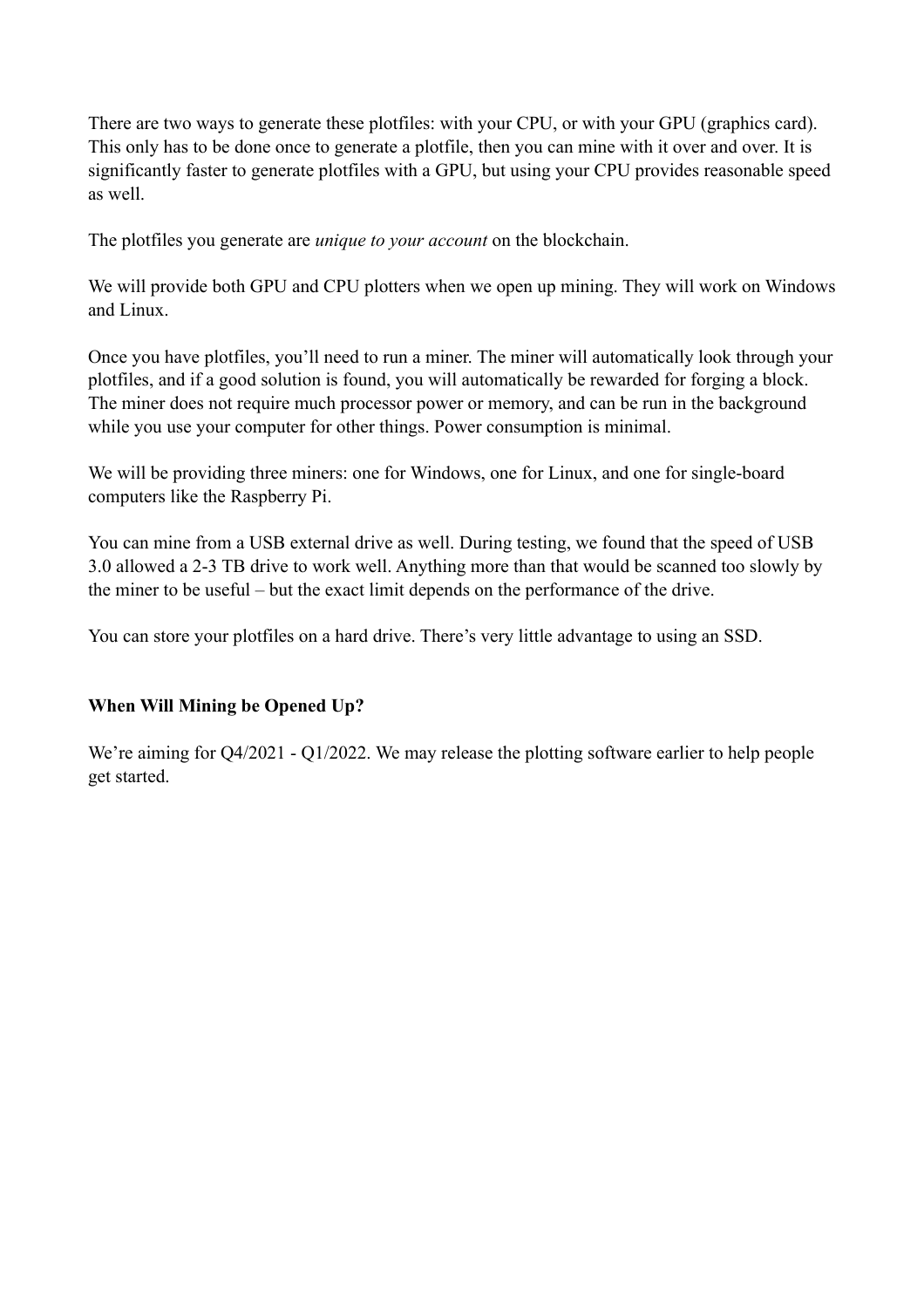There are two ways to generate these plotfiles: with your CPU, or with your GPU (graphics card). This only has to be done once to generate a plotfile, then you can mine with it over and over. It is significantly faster to generate plotfiles with a GPU, but using your CPU provides reasonable speed as well.

The plotfiles you generate are *unique to your account* on the blockchain.

We will provide both GPU and CPU plotters when we open up mining. They will work on Windows and Linux.

Once you have plotfiles, you'll need to run a miner. The miner will automatically look through your plotfiles, and if a good solution is found, you will automatically be rewarded for forging a block. The miner does not require much processor power or memory, and can be run in the background while you use your computer for other things. Power consumption is minimal.

We will be providing three miners: one for Windows, one for Linux, and one for single-board computers like the Raspberry Pi.

You can mine from a USB external drive as well. During testing, we found that the speed of USB 3.0 allowed a 2-3 TB drive to work well. Anything more than that would be scanned too slowly by the miner to be useful – but the exact limit depends on the performance of the drive.

You can store your plotfiles on a hard drive. There's very little advantage to using an SSD.

**When Will Mining be Opened Up?**

We're aiming for Q4/2021 - Q1/2022. We may release the plotting software earlier to help people get started.